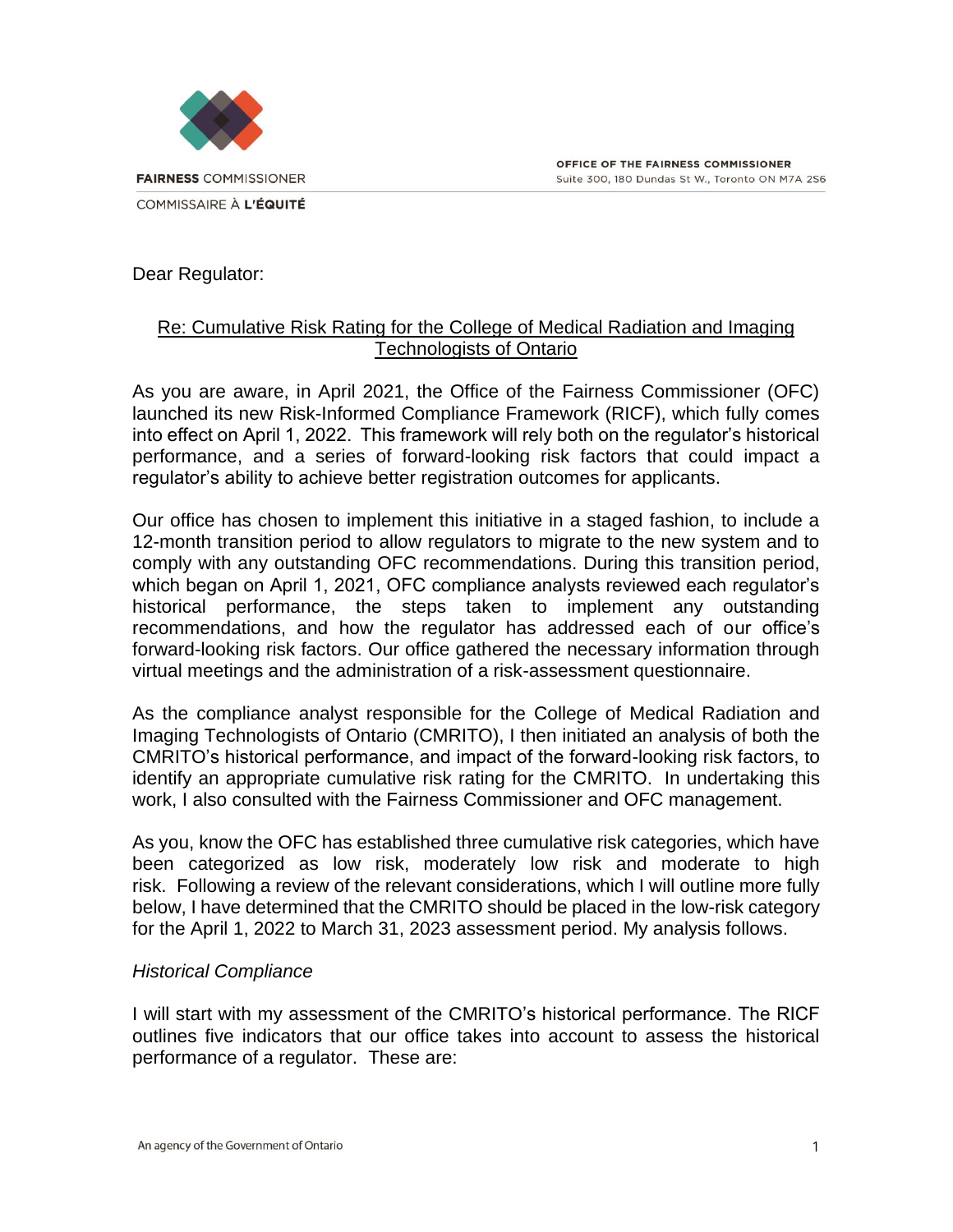FAIRNESS COMMISSIONER

COMMISSAIRE À L'ÉQUITÉ

OFFICE OF THE FAIRNESS COMMISSIONER
Suite 300, 180 Dundas St W., Toronto ON M7A 2S6

Dear Regulator:

Re: Cumulative Risk Rating for the College of Medical Radiation and Imaging Technologists of Ontario

As you are aware, in April 2021, the Office of the Fairness Commissioner (OFC) launched its new Risk-Informed Compliance Framework (RICF), which fully comes into effect on April 1, 2022. This framework will rely both on the regulator's historical performance, and a series of forward-looking risk factors that could impact a regulator's ability to achieve better registration outcomes for applicants.

Our office has chosen to implement this initiative in a staged fashion, to include a 12-month transition period to allow regulators to migrate to the new system and to comply with any outstanding OFC recommendations. During this transition period, which began on April 1, 2021, OFC compliance analysts reviewed each regulator's historical performance, the steps taken to implement any outstanding recommendations, and how the regulator has addressed each of our office's forward-looking risk factors. Our office gathered the necessary information through virtual meetings and the administration of a risk-assessment questionnaire.

As the compliance analyst responsible for the College of Medical Radiation and Imaging Technologists of Ontario (CMRITO), I then initiated an analysis of both the CMRITO's historical performance, and impact of the forward-looking risk factors, to identify an appropriate cumulative risk rating for the CMRITO. In undertaking this work, I also consulted with the Fairness Commissioner and OFC management.

As you, know the OFC has established three cumulative risk categories, which have been categorized as low risk, moderately low risk and moderate to high risk. Following a review of the relevant considerations, which I will outline more fully below, I have determined that the CMRITO should be placed in the low-risk category for the April 1, 2022 to March 31, 2023 assessment period. My analysis follows.

*Historical Compliance*

I will start with my assessment of the CMRITO's historical performance. The RICF outlines five indicators that our office takes into account to assess the historical performance of a regulator. These are: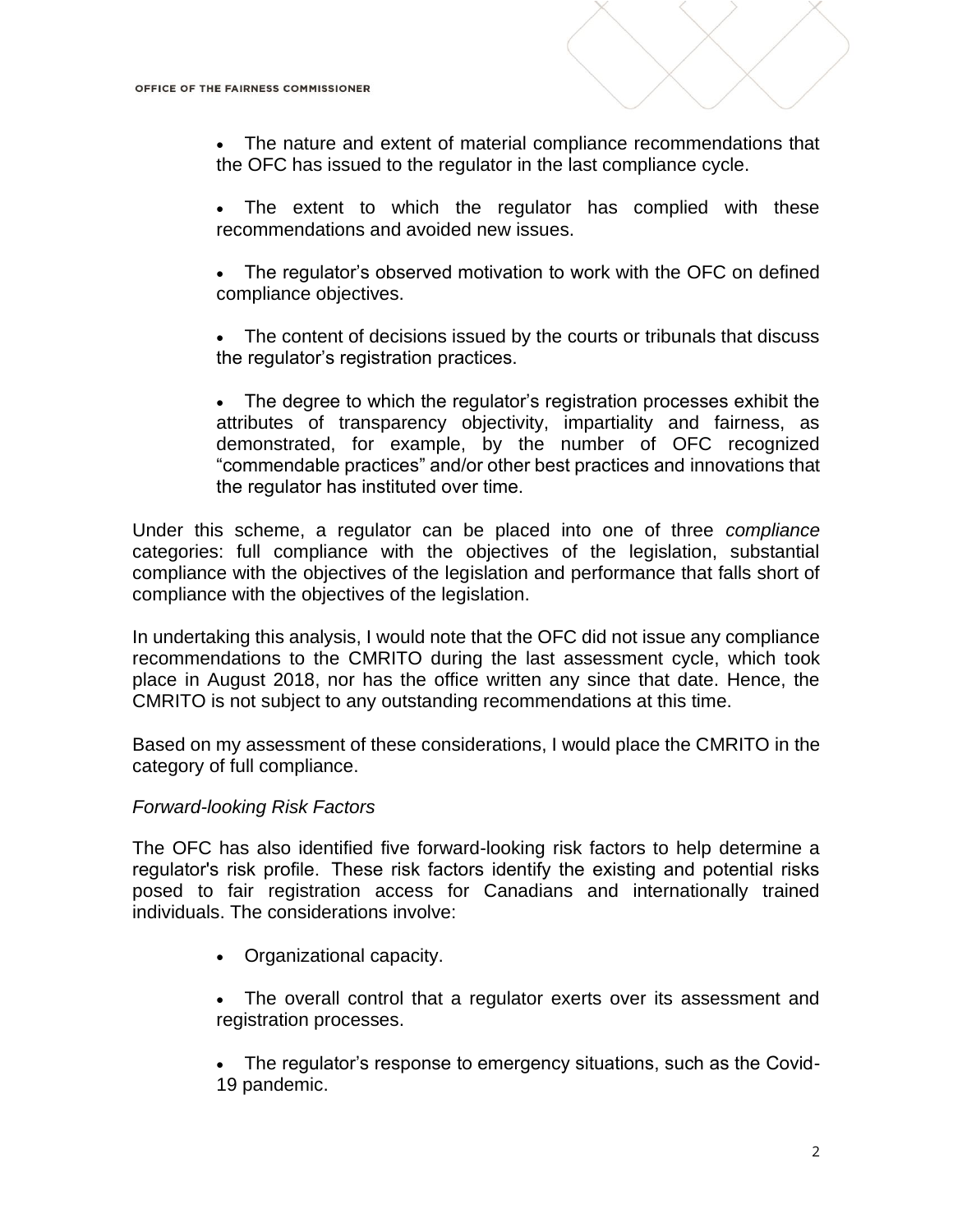- The nature and extent of material compliance recommendations that the OFC has issued to the regulator in the last compliance cycle.

- The extent to which the regulator has complied with these recommendations and avoided new issues.

- The regulator's observed motivation to work with the OFC on defined compliance objectives.

- The content of decisions issued by the courts or tribunals that discuss the regulator's registration practices.

- The degree to which the regulator's registration processes exhibit the attributes of transparency objectivity, impartiality and fairness, as demonstrated, for example, by the number of OFC recognized "commendable practices" and/or other best practices and innovations that the regulator has instituted over time.

Under this scheme, a regulator can be placed into one of three *compliance* categories: full compliance with the objectives of the legislation, substantial compliance with the objectives of the legislation and performance that falls short of compliance with the objectives of the legislation.

In undertaking this analysis, I would note that the OFC did not issue any compliance recommendations to the CMRITO during the last assessment cycle, which took place in August 2018, nor has the office written any since that date. Hence, the CMRITO is not subject to any outstanding recommendations at this time.

Based on my assessment of these considerations, I would place the CMRITO in the category of full compliance.

*Forward-looking Risk Factors*

The OFC has also identified five forward-looking risk factors to help determine a regulator's risk profile. These risk factors identify the existing and potential risks posed to fair registration access for Canadians and internationally trained individuals. The considerations involve:

- Organizational capacity.

- The overall control that a regulator exerts over its assessment and registration processes.

- The regulator's response to emergency situations, such as the Covid-19 pandemic.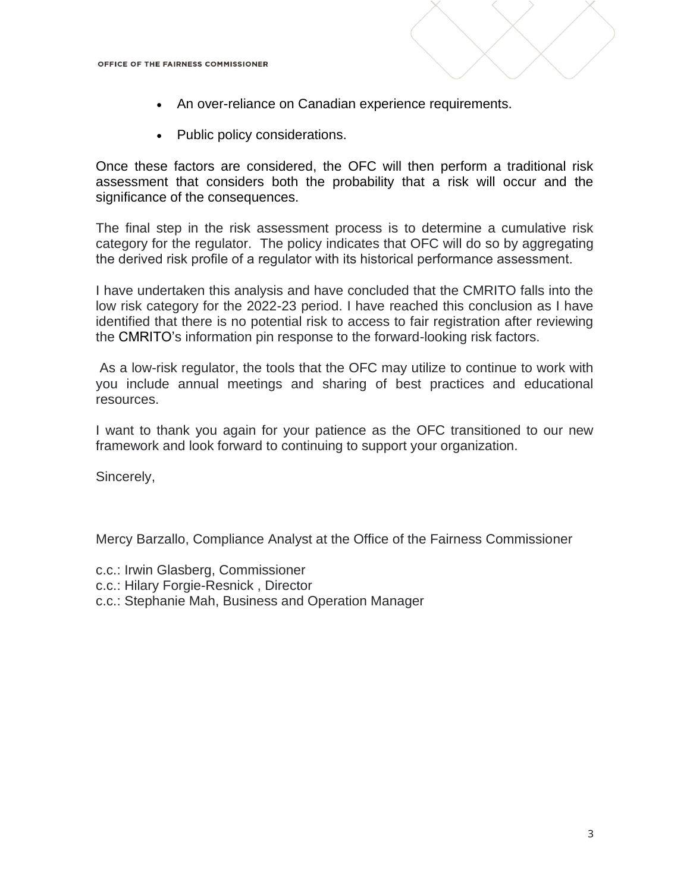- An over-reliance on Canadian experience requirements.
- Public policy considerations.

Once these factors are considered, the OFC will then perform a traditional risk assessment that considers both the probability that a risk will occur and the significance of the consequences.

The final step in the risk assessment process is to determine a cumulative risk category for the regulator. The policy indicates that OFC will do so by aggregating the derived risk profile of a regulator with its historical performance assessment.

I have undertaken this analysis and have concluded that the CMRITO falls into the low risk category for the 2022-23 period. I have reached this conclusion as I have identified that there is no potential risk to access to fair registration after reviewing the CMRITO's information pin response to the forward-looking risk factors.

As a low-risk regulator, the tools that the OFC may utilize to continue to work with you include annual meetings and sharing of best practices and educational resources.

I want to thank you again for your patience as the OFC transitioned to our new framework and look forward to continuing to support your organization.

Sincerely,

Mercy Barzallo, Compliance Analyst at the Office of the Fairness Commissioner

c.c.: Irwin Glasberg, Commissioner
c.c.: Hilary Forgie-Resnick , Director
c.c.: Stephanie Mah, Business and Operation Manager